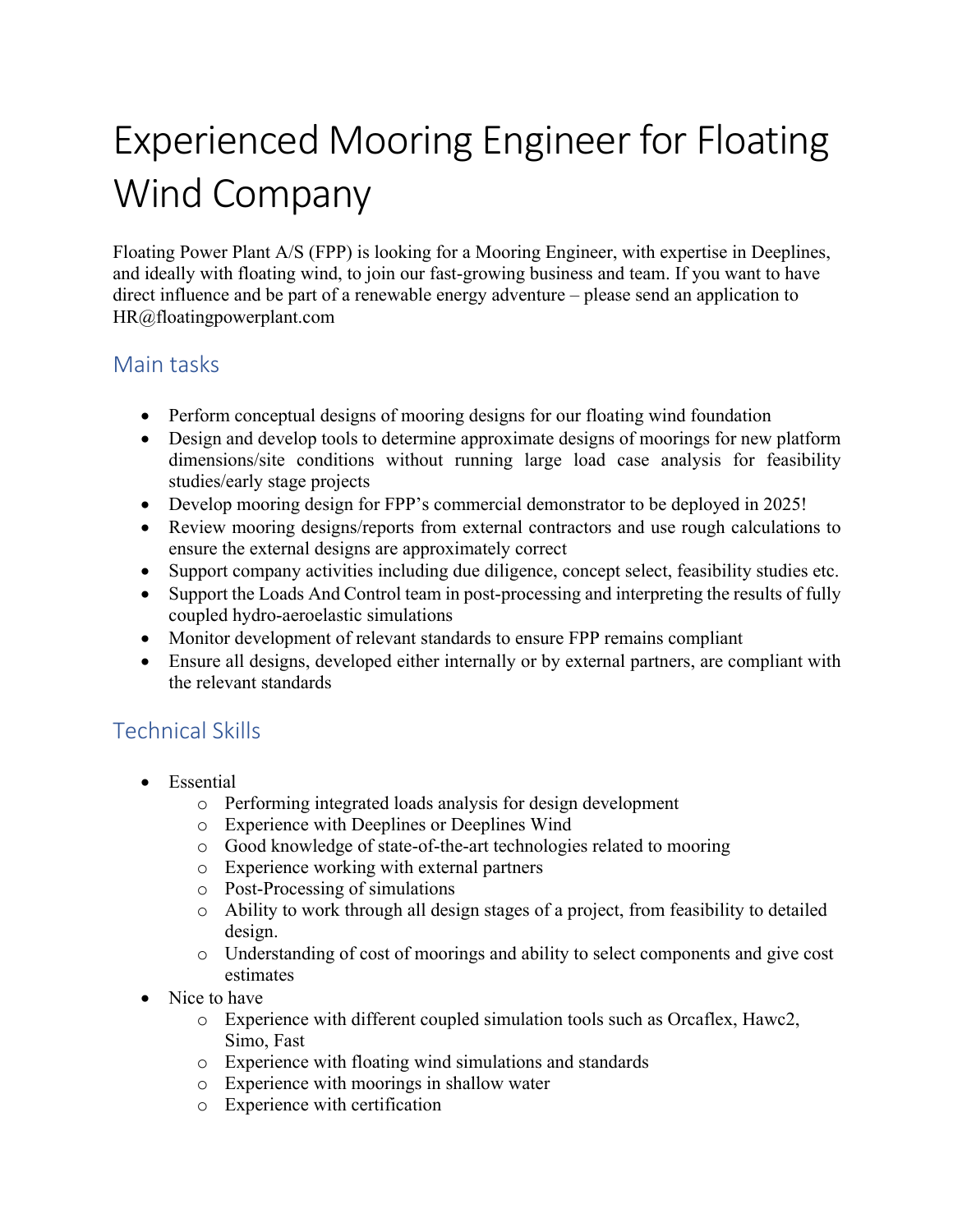# Experienced Mooring Engineer for Floating Wind Company

Floating Power Plant A/S (FPP) is looking for a Mooring Engineer, with expertise in Deeplines, and ideally with floating wind, to join our fast-growing business and team. If you want to have direct influence and be part of a renewable energy adventure – please send an application to HR@floatingpowerplant.com

## Main tasks

- Perform conceptual designs of mooring designs for our floating wind foundation
- Design and develop tools to determine approximate designs of moorings for new platform dimensions/site conditions without running large load case analysis for feasibility studies/early stage projects
- Develop mooring design for FPP's commercial demonstrator to be deployed in 2025!
- Review mooring designs/reports from external contractors and use rough calculations to ensure the external designs are approximately correct
- Support company activities including due diligence, concept select, feasibility studies etc.
- Support the Loads And Control team in post-processing and interpreting the results of fully coupled hydro-aeroelastic simulations
- Monitor development of relevant standards to ensure FPP remains compliant
- Ensure all designs, developed either internally or by external partners, are compliant with the relevant standards

## Technical Skills

- Essential
  - Performing integrated loads analysis for design development
  - Experience with Deeplines or Deeplines Wind
  - Good knowledge of state-of-the-art technologies related to mooring
  - Experience working with external partners
  - Post-Processing of simulations
  - Ability to work through all design stages of a project, from feasibility to detailed design.
  - Understanding of cost of moorings and ability to select components and give cost estimates
- Nice to have
  - Experience with different coupled simulation tools such as Orcaflex, Hawc2, Simo, Fast
  - Experience with floating wind simulations and standards
  - Experience with moorings in shallow water
  - Experience with certification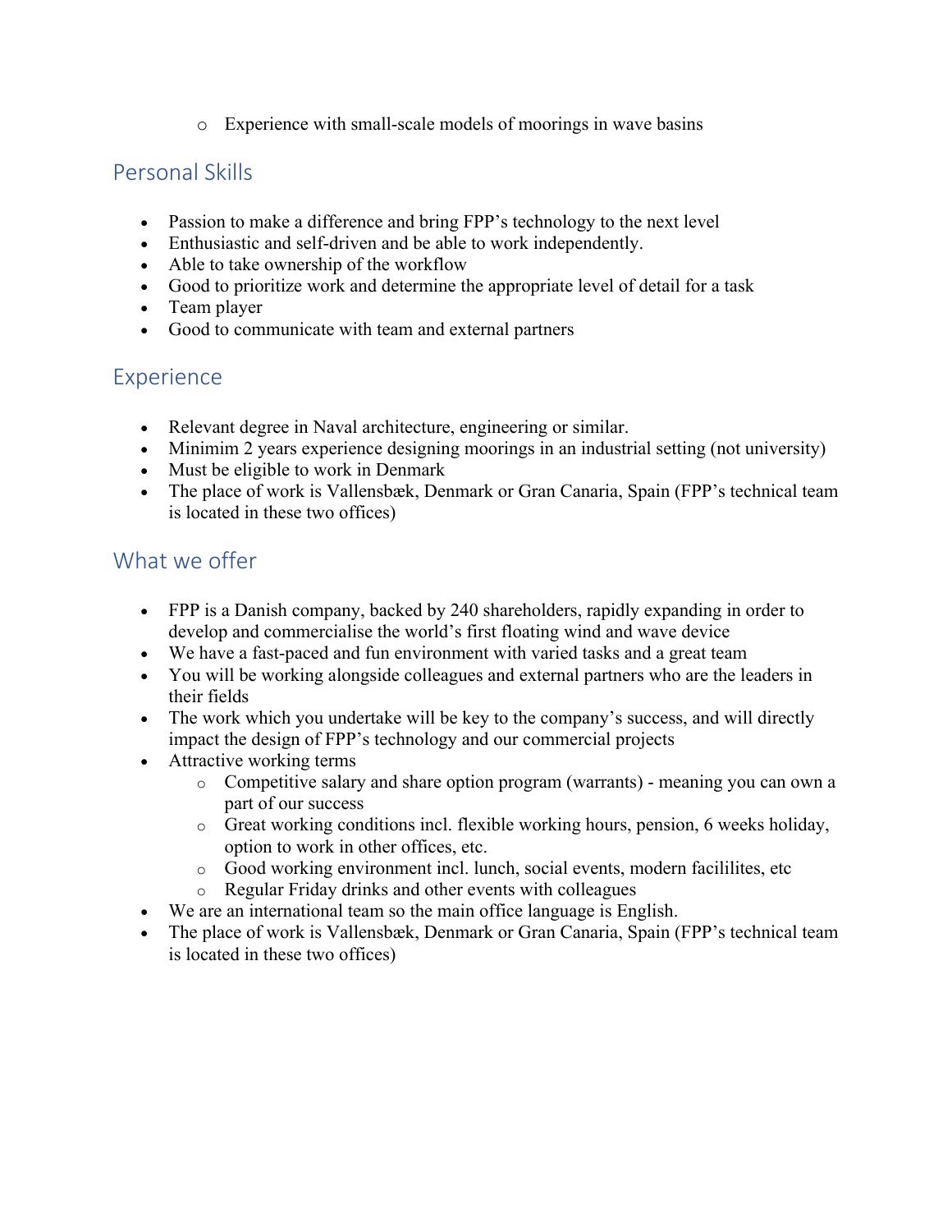- Experience with small-scale models of moorings in wave basins

## Personal Skills

- Passion to make a difference and bring FPP's technology to the next level
- Enthusiastic and self-driven and be able to work independently.
- Able to take ownership of the workflow
- Good to prioritize work and determine the appropriate level of detail for a task
- Team player
- Good to communicate with team and external partners

## Experience

- Relevant degree in Naval architecture, engineering or similar.
- Minimim 2 years experience designing moorings in an industrial setting (not university)
- Must be eligible to work in Denmark
- The place of work is Vallensbæk, Denmark or Gran Canaria, Spain (FPP's technical team is located in these two offices)

## What we offer

- FPP is a Danish company, backed by 240 shareholders, rapidly expanding in order to develop and commercialise the world's first floating wind and wave device
- We have a fast-paced and fun environment with varied tasks and a great team
- You will be working alongside colleagues and external partners who are the leaders in their fields
- The work which you undertake will be key to the company's success, and will directly impact the design of FPP's technology and our commercial projects
- Attractive working terms
    - Competitive salary and share option program (warrants) - meaning you can own a part of our success
    - Great working conditions incl. flexible working hours, pension, 6 weeks holiday, option to work in other offices, etc.
    - Good working environment incl. lunch, social events, modern facililites, etc
    - Regular Friday drinks and other events with colleagues
- We are an international team so the main office language is English.
- The place of work is Vallensbæk, Denmark or Gran Canaria, Spain (FPP's technical team is located in these two offices)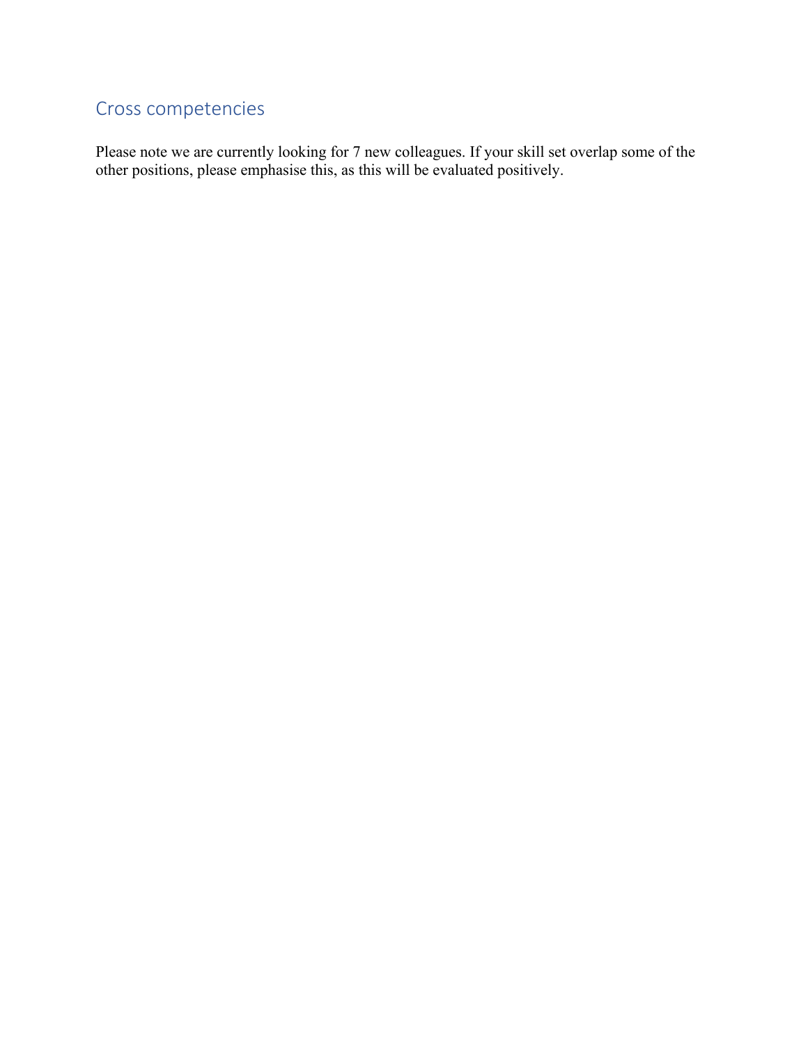## Cross competencies

Please note we are currently looking for 7 new colleagues. If your skill set overlap some of the other positions, please emphasise this, as this will be evaluated positively.